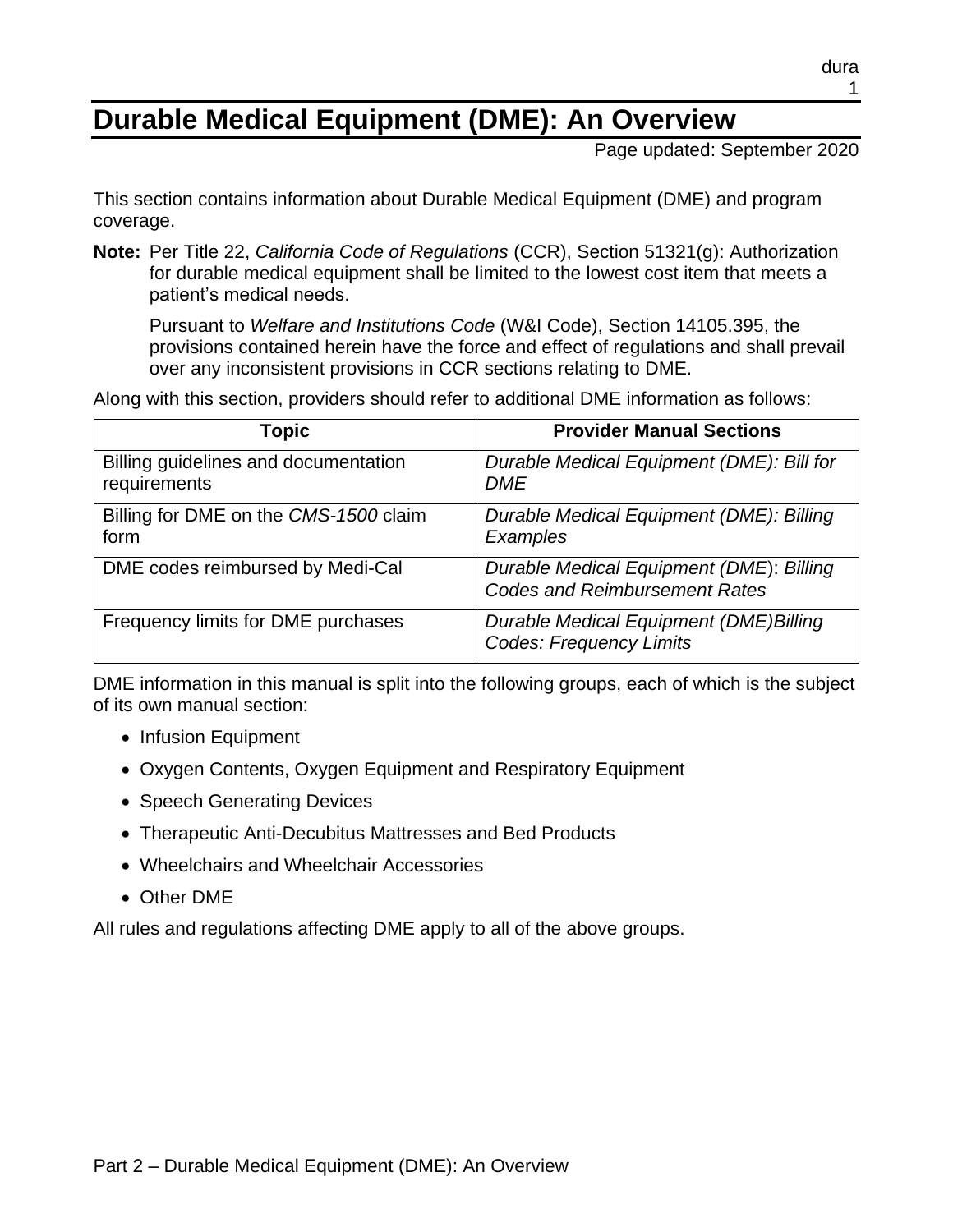# Durable Medical Equipment (DME): An Overview

Page updated: September 2020

This section contains information about Durable Medical Equipment (DME) and program coverage.

**Note:** Per Title 22, *California Code of Regulations* (CCR), Section 51321(g): Authorization for durable medical equipment shall be limited to the lowest cost item that meets a patient's medical needs.

Pursuant to *Welfare and Institutions Code* (W&I Code), Section 14105.395, the provisions contained herein have the force and effect of regulations and shall prevail over any inconsistent provisions in CCR sections relating to DME.

Along with this section, providers should refer to additional DME information as follows:

| Topic | Provider Manual Sections |
| --- | --- |
| Billing guidelines and documentation requirements | *Durable Medical Equipment (DME): Bill for DME* |
| Billing for DME on the *CMS-1500* claim form | *Durable Medical Equipment (DME): Billing Examples* |
| DME codes reimbursed by Medi-Cal | *Durable Medical Equipment (DME): Billing Codes and Reimbursement Rates* |
| Frequency limits for DME purchases | *Durable Medical Equipment (DME)Billing Codes: Frequency Limits* |

DME information in this manual is split into the following groups, each of which is the subject of its own manual section:

- Infusion Equipment
- Oxygen Contents, Oxygen Equipment and Respiratory Equipment
- Speech Generating Devices
- Therapeutic Anti-Decubitus Mattresses and Bed Products
- Wheelchairs and Wheelchair Accessories
- Other DME

All rules and regulations affecting DME apply to all of the above groups.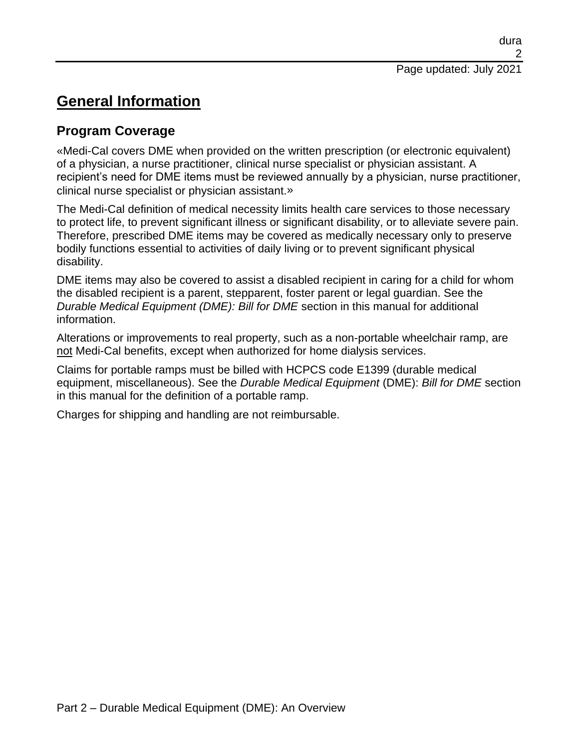# General Information

## Program Coverage

«Medi-Cal covers DME when provided on the written prescription (or electronic equivalent) of a physician, a nurse practitioner, clinical nurse specialist or physician assistant. A recipient's need for DME items must be reviewed annually by a physician, nurse practitioner, clinical nurse specialist or physician assistant.»

The Medi-Cal definition of medical necessity limits health care services to those necessary to protect life, to prevent significant illness or significant disability, or to alleviate severe pain. Therefore, prescribed DME items may be covered as medically necessary only to preserve bodily functions essential to activities of daily living or to prevent significant physical disability.

DME items may also be covered to assist a disabled recipient in caring for a child for whom the disabled recipient is a parent, stepparent, foster parent or legal guardian. See the *Durable Medical Equipment (DME): Bill for DME* section in this manual for additional information.

Alterations or improvements to real property, such as a non-portable wheelchair ramp, are not Medi-Cal benefits, except when authorized for home dialysis services.

Claims for portable ramps must be billed with HCPCS code E1399 (durable medical equipment, miscellaneous). See the *Durable Medical Equipment* (DME): *Bill for DME* section in this manual for the definition of a portable ramp.

Charges for shipping and handling are not reimbursable.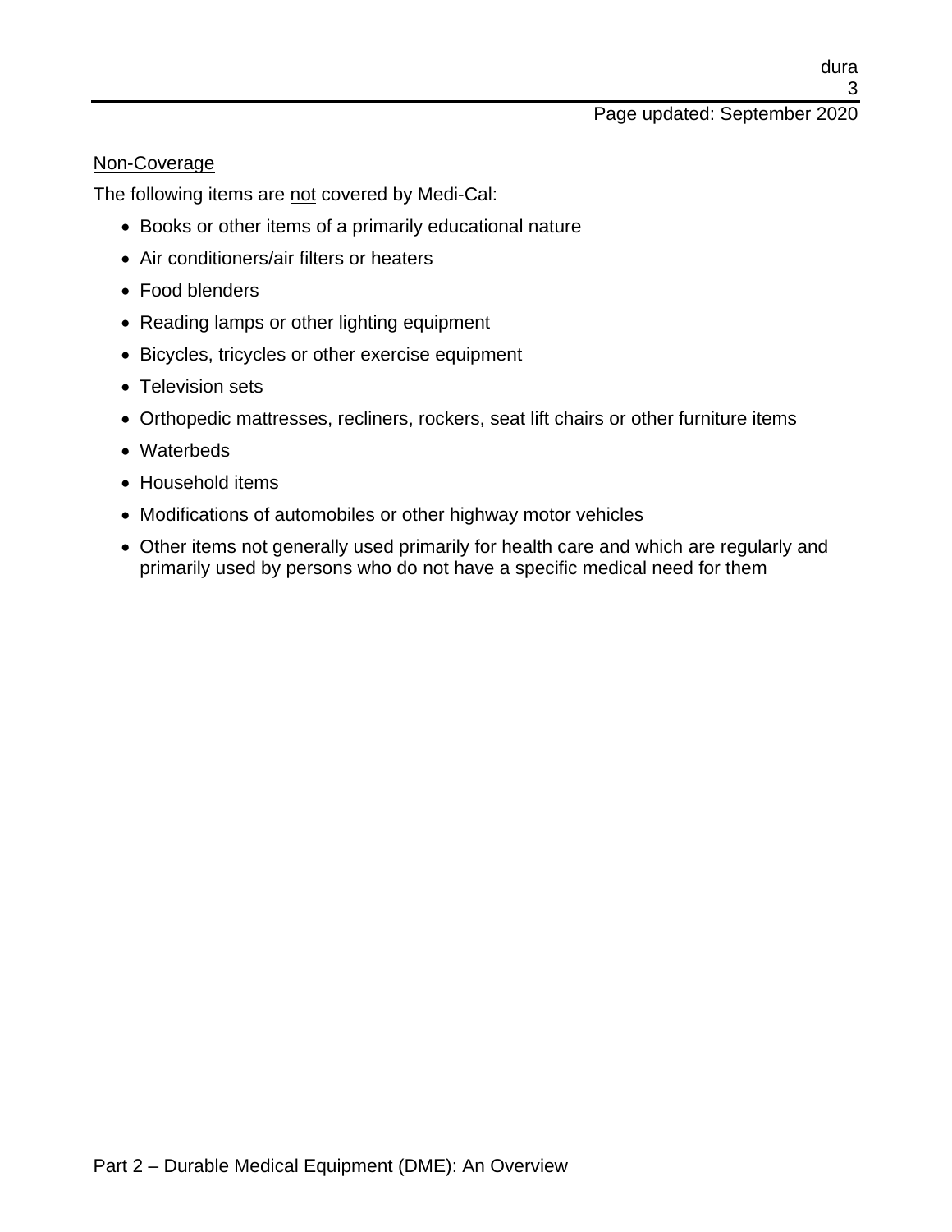<u>Non-Coverage</u>

The following items are <u>not</u> covered by Medi-Cal:

- Books or other items of a primarily educational nature
- Air conditioners/air filters or heaters
- Food blenders
- Reading lamps or other lighting equipment
- Bicycles, tricycles or other exercise equipment
- Television sets
- Orthopedic mattresses, recliners, rockers, seat lift chairs or other furniture items
- Waterbeds
- Household items
- Modifications of automobiles or other highway motor vehicles
- Other items not generally used primarily for health care and which are regularly and primarily used by persons who do not have a specific medical need for them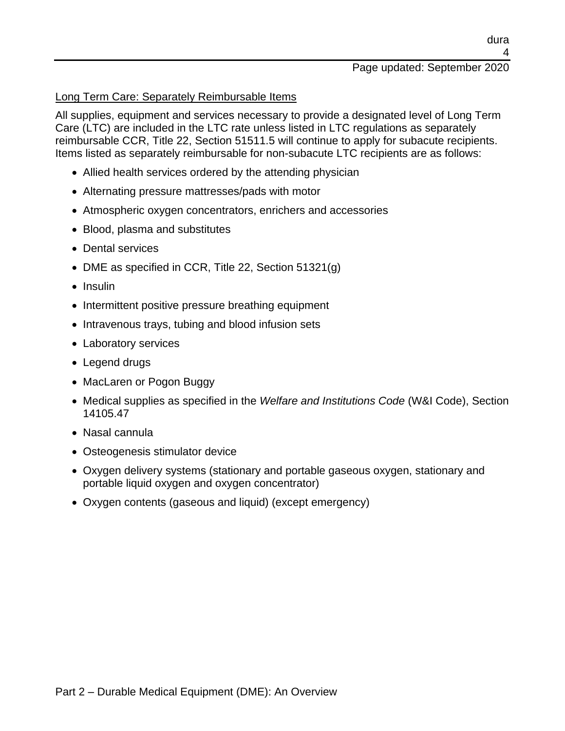Long Term Care: Separately Reimbursable Items

All supplies, equipment and services necessary to provide a designated level of Long Term Care (LTC) are included in the LTC rate unless listed in LTC regulations as separately reimbursable CCR, Title 22, Section 51511.5 will continue to apply for subacute recipients. Items listed as separately reimbursable for non-subacute LTC recipients are as follows:

- Allied health services ordered by the attending physician
- Alternating pressure mattresses/pads with motor
- Atmospheric oxygen concentrators, enrichers and accessories
- Blood, plasma and substitutes
- Dental services
- DME as specified in CCR, Title 22, Section 51321(g)
- Insulin
- Intermittent positive pressure breathing equipment
- Intravenous trays, tubing and blood infusion sets
- Laboratory services
- Legend drugs
- MacLaren or Pogon Buggy
- Medical supplies as specified in the *Welfare and Institutions Code* (W&I Code), Section 14105.47
- Nasal cannula
- Osteogenesis stimulator device
- Oxygen delivery systems (stationary and portable gaseous oxygen, stationary and portable liquid oxygen and oxygen concentrator)
- Oxygen contents (gaseous and liquid) (except emergency)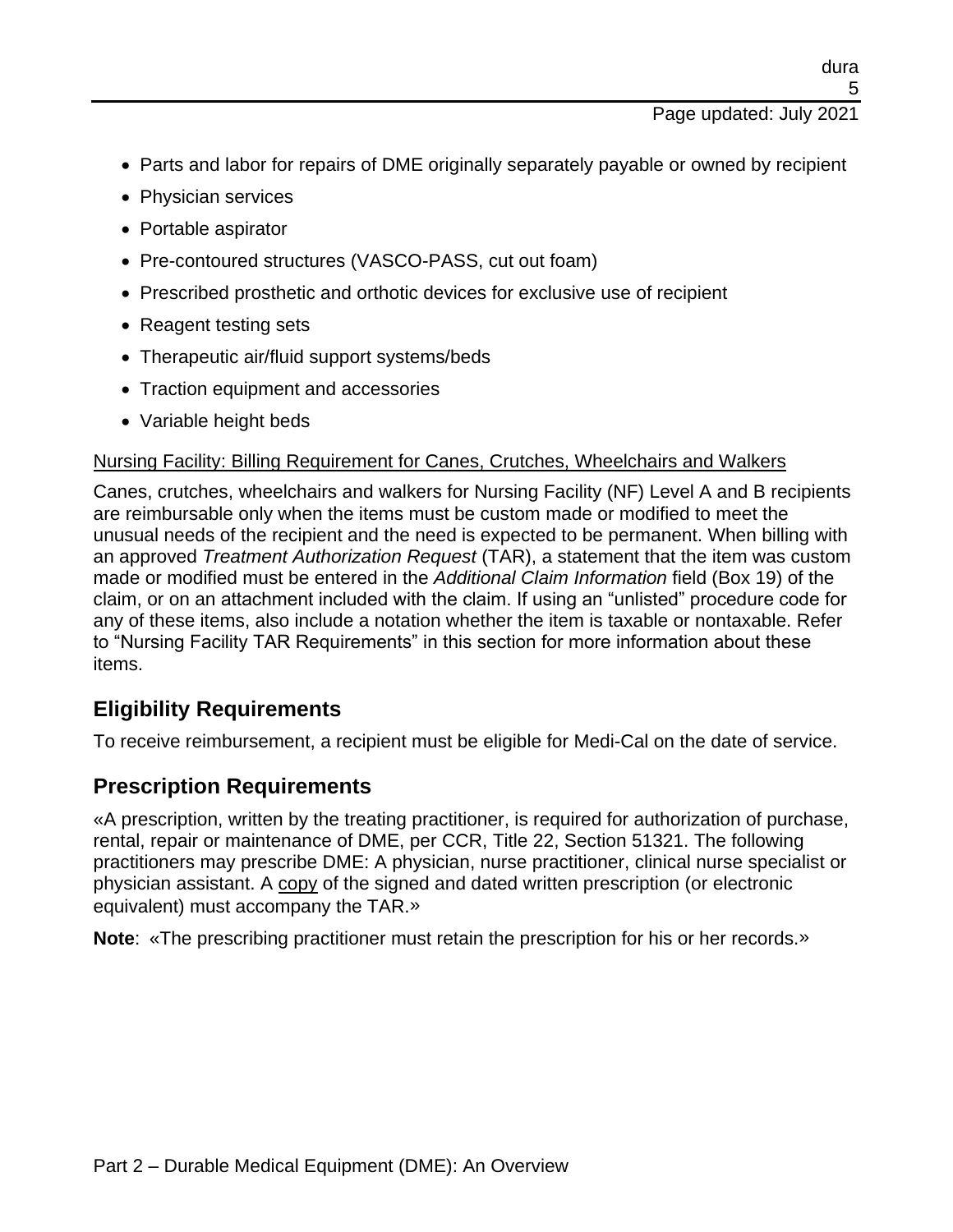- Parts and labor for repairs of DME originally separately payable or owned by recipient
- Physician services
- Portable aspirator
- Pre-contoured structures (VASCO-PASS, cut out foam)
- Prescribed prosthetic and orthotic devices for exclusive use of recipient
- Reagent testing sets
- Therapeutic air/fluid support systems/beds
- Traction equipment and accessories
- Variable height beds

<u>Nursing Facility: Billing Requirement for Canes, Crutches, Wheelchairs and Walkers</u>

Canes, crutches, wheelchairs and walkers for Nursing Facility (NF) Level A and B recipients are reimbursable only when the items must be custom made or modified to meet the unusual needs of the recipient and the need is expected to be permanent. When billing with an approved *Treatment Authorization Request* (TAR), a statement that the item was custom made or modified must be entered in the *Additional Claim Information* field (Box 19) of the claim, or on an attachment included with the claim. If using an "unlisted" procedure code for any of these items, also include a notation whether the item is taxable or nontaxable. Refer to "Nursing Facility TAR Requirements" in this section for more information about these items.

## Eligibility Requirements

To receive reimbursement, a recipient must be eligible for Medi-Cal on the date of service.

## Prescription Requirements

«A prescription, written by the treating practitioner, is required for authorization of purchase, rental, repair or maintenance of DME, per CCR, Title 22, Section 51321. The following practitioners may prescribe DME: A physician, nurse practitioner, clinical nurse specialist or physician assistant. A <u>copy</u> of the signed and dated written prescription (or electronic equivalent) must accompany the TAR.»

**Note**: «The prescribing practitioner must retain the prescription for his or her records.»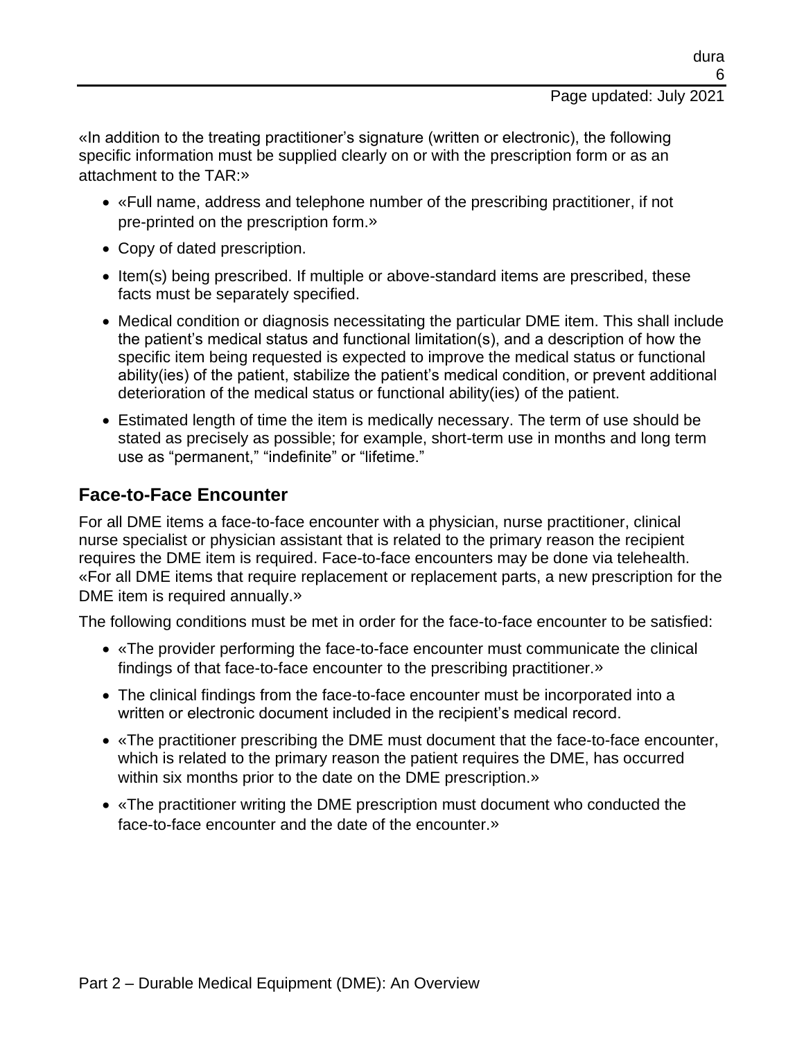«In addition to the treating practitioner's signature (written or electronic), the following specific information must be supplied clearly on or with the prescription form or as an attachment to the TAR:»

- «Full name, address and telephone number of the prescribing practitioner, if not pre-printed on the prescription form.»
- Copy of dated prescription.
- Item(s) being prescribed. If multiple or above-standard items are prescribed, these facts must be separately specified.
- Medical condition or diagnosis necessitating the particular DME item. This shall include the patient's medical status and functional limitation(s), and a description of how the specific item being requested is expected to improve the medical status or functional ability(ies) of the patient, stabilize the patient's medical condition, or prevent additional deterioration of the medical status or functional ability(ies) of the patient.
- Estimated length of time the item is medically necessary. The term of use should be stated as precisely as possible; for example, short-term use in months and long term use as "permanent," "indefinite" or "lifetime."

## Face-to-Face Encounter

For all DME items a face-to-face encounter with a physician, nurse practitioner, clinical nurse specialist or physician assistant that is related to the primary reason the recipient requires the DME item is required. Face-to-face encounters may be done via telehealth. «For all DME items that require replacement or replacement parts, a new prescription for the DME item is required annually.»

The following conditions must be met in order for the face-to-face encounter to be satisfied:

- «The provider performing the face-to-face encounter must communicate the clinical findings of that face-to-face encounter to the prescribing practitioner.»
- The clinical findings from the face-to-face encounter must be incorporated into a written or electronic document included in the recipient's medical record.
- «The practitioner prescribing the DME must document that the face-to-face encounter, which is related to the primary reason the patient requires the DME, has occurred within six months prior to the date on the DME prescription.»
- «The practitioner writing the DME prescription must document who conducted the face-to-face encounter and the date of the encounter.»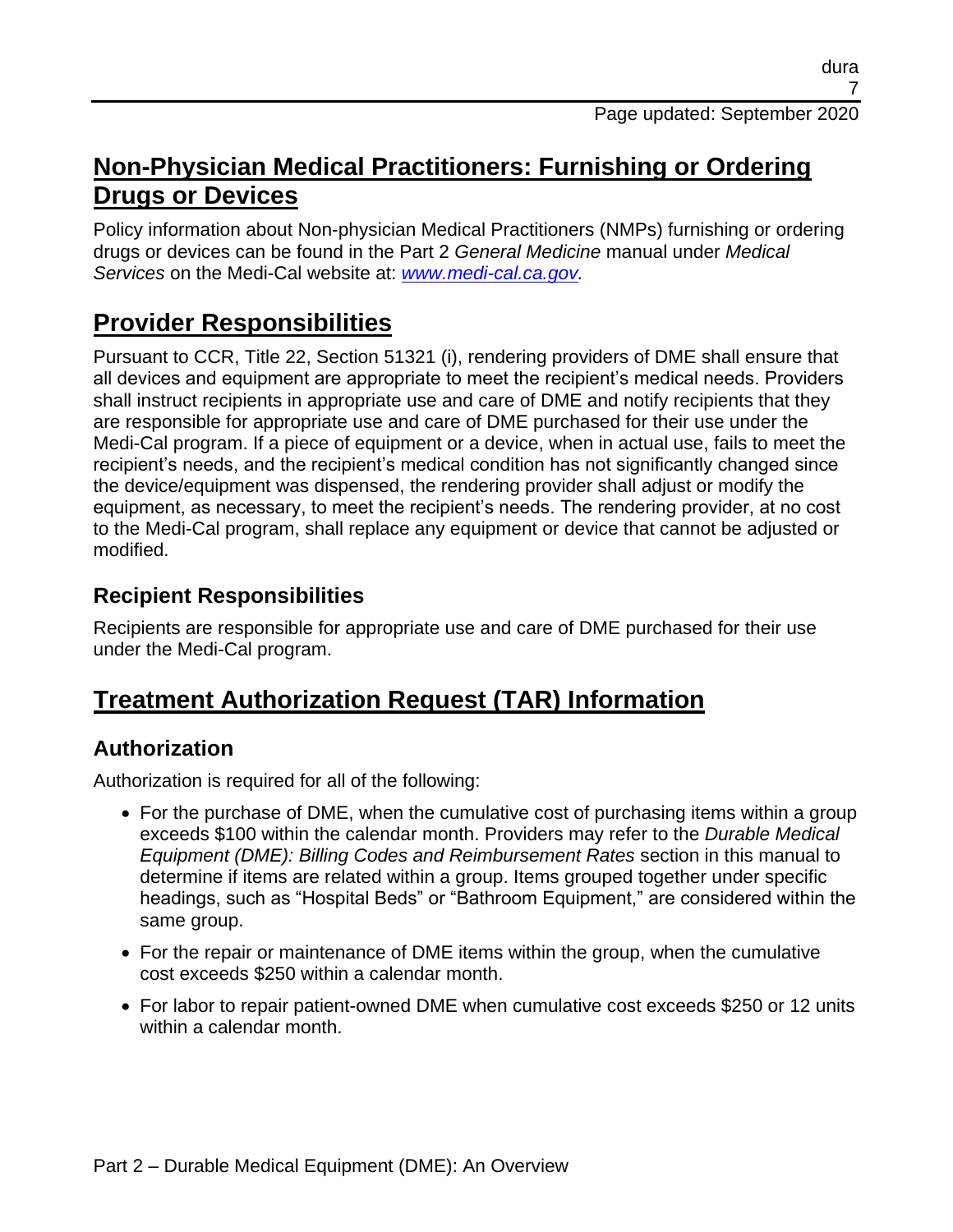## Non-Physician Medical Practitioners: Furnishing or Ordering Drugs or Devices

Policy information about Non-physician Medical Practitioners (NMPs) furnishing or ordering drugs or devices can be found in the Part 2 *General Medicine* manual under *Medical Services* on the Medi-Cal website at: *www.medi-cal.ca.gov.*

## Provider Responsibilities

Pursuant to CCR, Title 22, Section 51321 (i), rendering providers of DME shall ensure that all devices and equipment are appropriate to meet the recipient's medical needs. Providers shall instruct recipients in appropriate use and care of DME and notify recipients that they are responsible for appropriate use and care of DME purchased for their use under the Medi-Cal program. If a piece of equipment or a device, when in actual use, fails to meet the recipient's needs, and the recipient's medical condition has not significantly changed since the device/equipment was dispensed, the rendering provider shall adjust or modify the equipment, as necessary, to meet the recipient's needs. The rendering provider, at no cost to the Medi-Cal program, shall replace any equipment or device that cannot be adjusted or modified.

### Recipient Responsibilities

Recipients are responsible for appropriate use and care of DME purchased for their use under the Medi-Cal program.

## Treatment Authorization Request (TAR) Information

### Authorization

Authorization is required for all of the following:

- For the purchase of DME, when the cumulative cost of purchasing items within a group exceeds $100 within the calendar month. Providers may refer to the *Durable Medical Equipment (DME): Billing Codes and Reimbursement Rates* section in this manual to determine if items are related within a group. Items grouped together under specific headings, such as "Hospital Beds" or "Bathroom Equipment," are considered within the same group.
- For the repair or maintenance of DME items within the group, when the cumulative cost exceeds $250 within a calendar month.
- For labor to repair patient-owned DME when cumulative cost exceeds $250 or 12 units within a calendar month.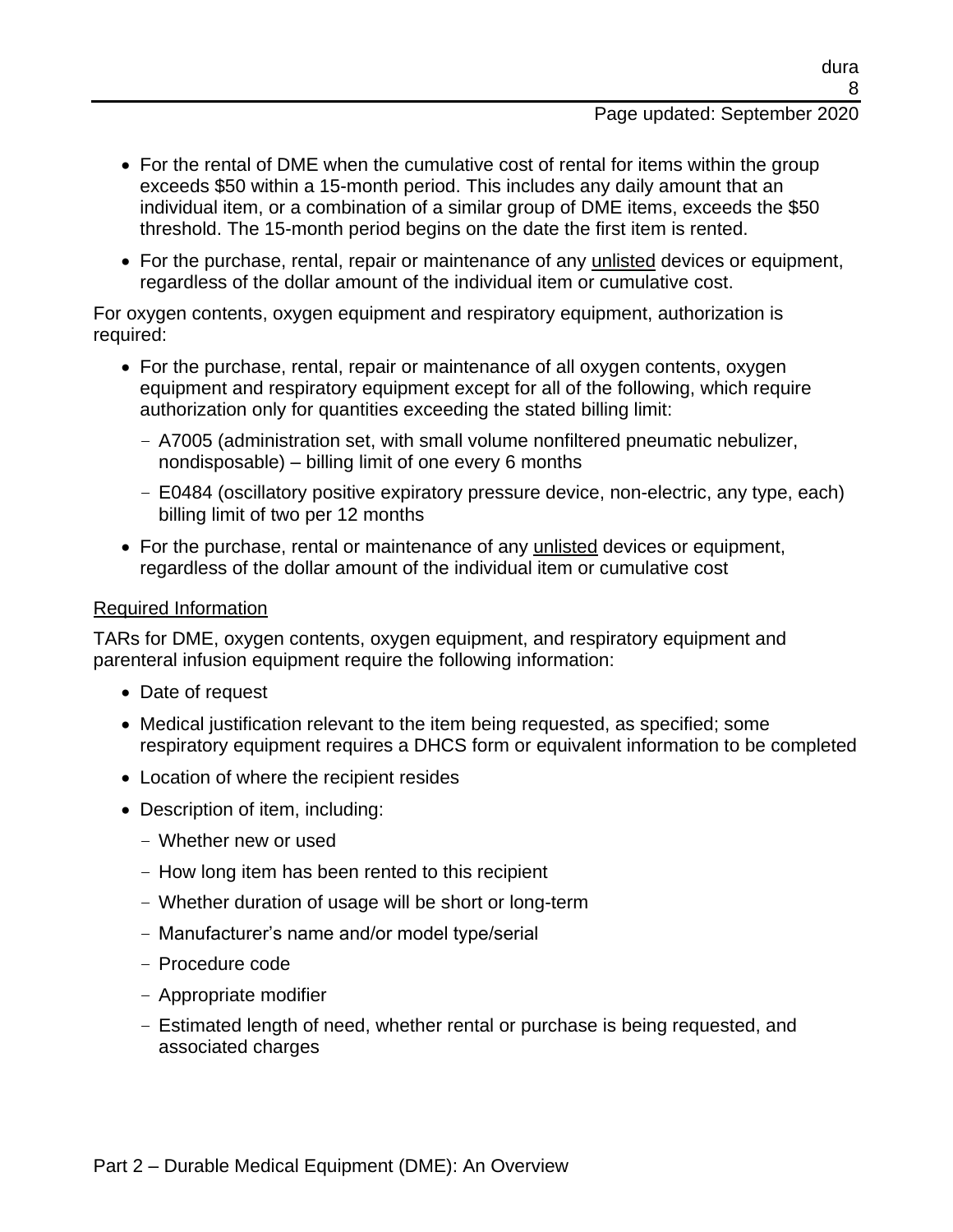- For the rental of DME when the cumulative cost of rental for items within the group exceeds $50 within a 15-month period. This includes any daily amount that an individual item, or a combination of a similar group of DME items, exceeds the $50 threshold. The 15-month period begins on the date the first item is rented.
- For the purchase, rental, repair or maintenance of any unlisted devices or equipment, regardless of the dollar amount of the individual item or cumulative cost.

For oxygen contents, oxygen equipment and respiratory equipment, authorization is required:

- For the purchase, rental, repair or maintenance of all oxygen contents, oxygen equipment and respiratory equipment except for all of the following, which require authorization only for quantities exceeding the stated billing limit:
  - A7005 (administration set, with small volume nonfiltered pneumatic nebulizer, nondisposable) – billing limit of one every 6 months
  - E0484 (oscillatory positive expiratory pressure device, non-electric, any type, each) billing limit of two per 12 months
- For the purchase, rental or maintenance of any unlisted devices or equipment, regardless of the dollar amount of the individual item or cumulative cost

Required Information

TARs for DME, oxygen contents, oxygen equipment, and respiratory equipment and parenteral infusion equipment require the following information:

- Date of request
- Medical justification relevant to the item being requested, as specified; some respiratory equipment requires a DHCS form or equivalent information to be completed
- Location of where the recipient resides
- Description of item, including:
  - Whether new or used
  - How long item has been rented to this recipient
  - Whether duration of usage will be short or long-term
  - Manufacturer's name and/or model type/serial
  - Procedure code
  - Appropriate modifier
  - Estimated length of need, whether rental or purchase is being requested, and associated charges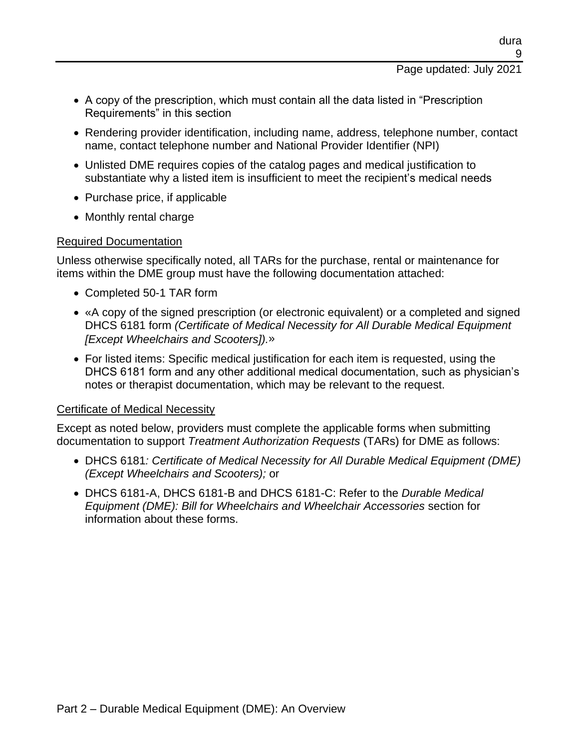- A copy of the prescription, which must contain all the data listed in "Prescription Requirements" in this section
- Rendering provider identification, including name, address, telephone number, contact name, contact telephone number and National Provider Identifier (NPI)
- Unlisted DME requires copies of the catalog pages and medical justification to substantiate why a listed item is insufficient to meet the recipient's medical needs
- Purchase price, if applicable
- Monthly rental charge

## Required Documentation

Unless otherwise specifically noted, all TARs for the purchase, rental or maintenance for items within the DME group must have the following documentation attached:

- Completed 50-1 TAR form
- «A copy of the signed prescription (or electronic equivalent) or a completed and signed DHCS 6181 form *(Certificate of Medical Necessity for All Durable Medical Equipment [Except Wheelchairs and Scooters]).*»
- For listed items: Specific medical justification for each item is requested, using the DHCS 6181 form and any other additional medical documentation, such as physician's notes or therapist documentation, which may be relevant to the request.

## Certificate of Medical Necessity

Except as noted below, providers must complete the applicable forms when submitting documentation to support *Treatment Authorization Requests* (TARs) for DME as follows:

- DHCS 6181*: Certificate of Medical Necessity for All Durable Medical Equipment (DME) (Except Wheelchairs and Scooters);* or
- DHCS 6181-A, DHCS 6181-B and DHCS 6181-C: Refer to the *Durable Medical Equipment (DME): Bill for Wheelchairs and Wheelchair Accessories* section for information about these forms.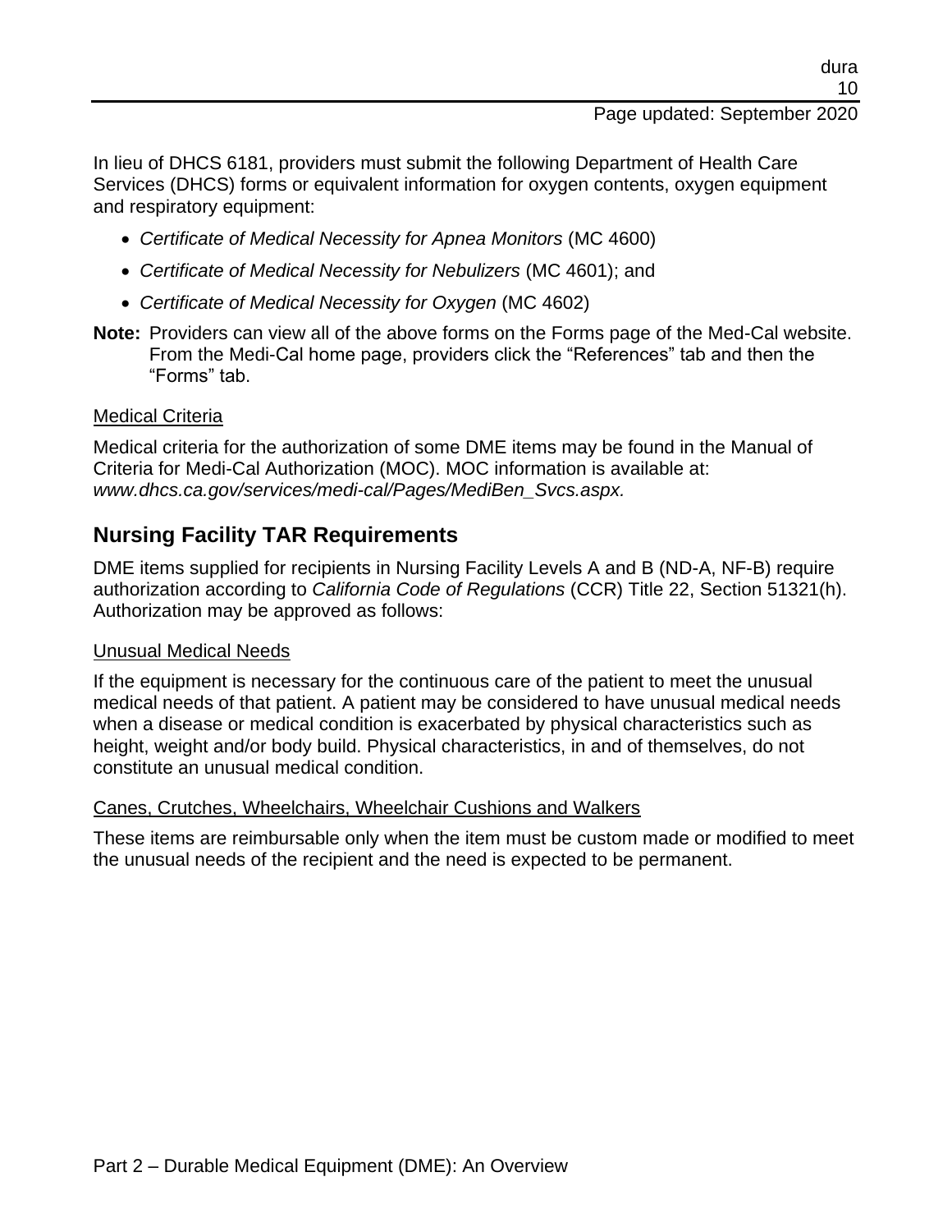In lieu of DHCS 6181, providers must submit the following Department of Health Care Services (DHCS) forms or equivalent information for oxygen contents, oxygen equipment and respiratory equipment:

- *Certificate of Medical Necessity for Apnea Monitors* (MC 4600)
- *Certificate of Medical Necessity for Nebulizers* (MC 4601); and
- *Certificate of Medical Necessity for Oxygen* (MC 4602)

**Note:** Providers can view all of the above forms on the Forms page of the Med-Cal website. From the Medi-Cal home page, providers click the "References" tab and then the "Forms" tab.

Medical Criteria

Medical criteria for the authorization of some DME items may be found in the Manual of Criteria for Medi-Cal Authorization (MOC). MOC information is available at: *www.dhcs.ca.gov/services/medi-cal/Pages/MediBen_Svcs.aspx.*

## Nursing Facility TAR Requirements

DME items supplied for recipients in Nursing Facility Levels A and B (ND-A, NF-B) require authorization according to *California Code of Regulations* (CCR) Title 22, Section 51321(h). Authorization may be approved as follows:

Unusual Medical Needs

If the equipment is necessary for the continuous care of the patient to meet the unusual medical needs of that patient. A patient may be considered to have unusual medical needs when a disease or medical condition is exacerbated by physical characteristics such as height, weight and/or body build. Physical characteristics, in and of themselves, do not constitute an unusual medical condition.

Canes, Crutches, Wheelchairs, Wheelchair Cushions and Walkers

These items are reimbursable only when the item must be custom made or modified to meet the unusual needs of the recipient and the need is expected to be permanent.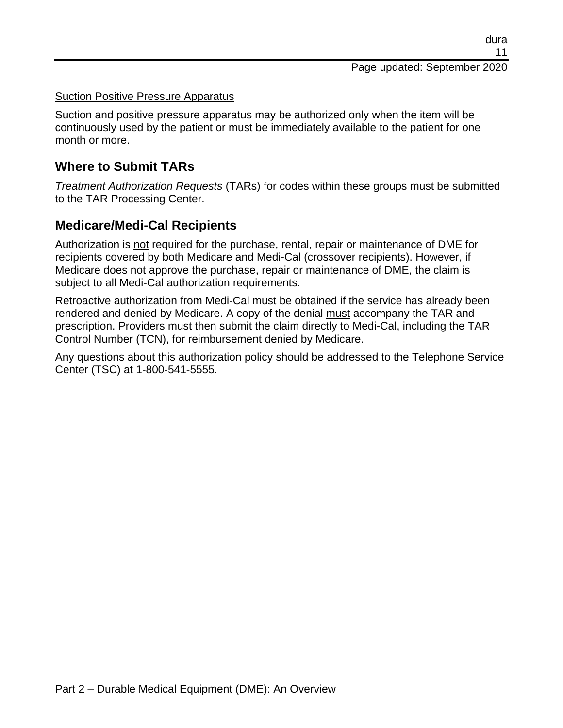Suction Positive Pressure Apparatus

Suction and positive pressure apparatus may be authorized only when the item will be continuously used by the patient or must be immediately available to the patient for one month or more.

## Where to Submit TARs

*Treatment Authorization Requests* (TARs) for codes within these groups must be submitted to the TAR Processing Center.

## Medicare/Medi-Cal Recipients

Authorization is not required for the purchase, rental, repair or maintenance of DME for recipients covered by both Medicare and Medi-Cal (crossover recipients). However, if Medicare does not approve the purchase, repair or maintenance of DME, the claim is subject to all Medi-Cal authorization requirements.

Retroactive authorization from Medi-Cal must be obtained if the service has already been rendered and denied by Medicare. A copy of the denial must accompany the TAR and prescription. Providers must then submit the claim directly to Medi-Cal, including the TAR Control Number (TCN), for reimbursement denied by Medicare.

Any questions about this authorization policy should be addressed to the Telephone Service Center (TSC) at 1-800-541-5555.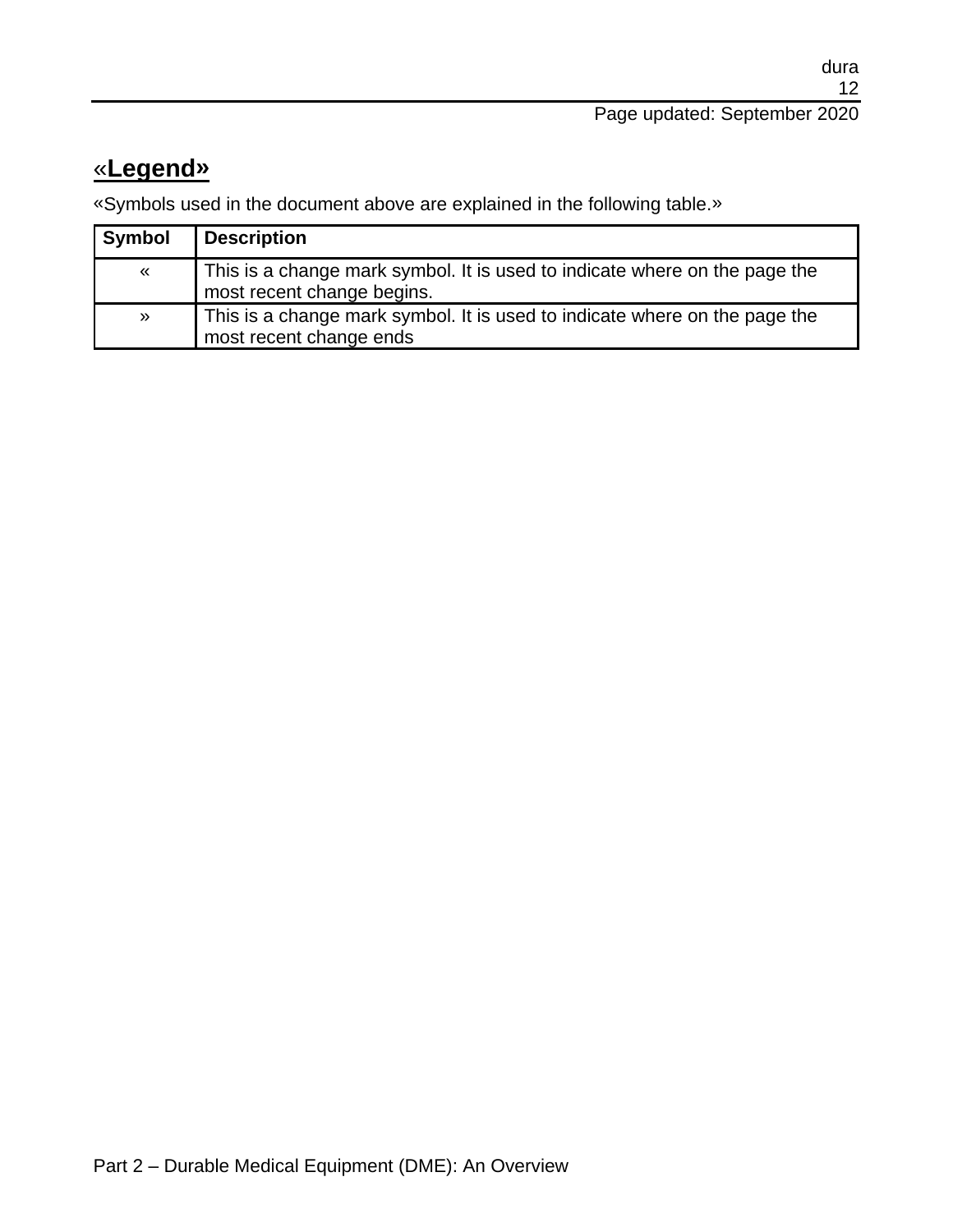## «Legend»

«Symbols used in the document above are explained in the following table.»

| Symbol | Description |
| --- | --- |
| « | This is a change mark symbol. It is used to indicate where on the page the most recent change begins. |
| » | This is a change mark symbol. It is used to indicate where on the page the most recent change ends |